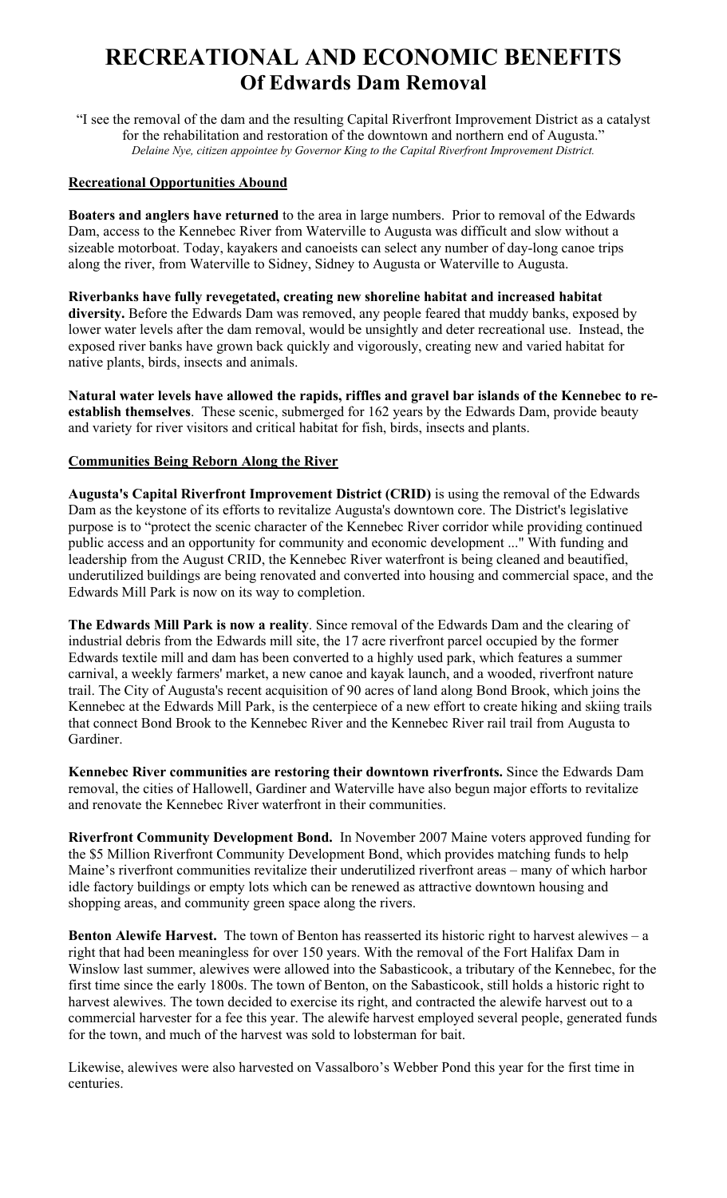# RECREATIONAL AND ECONOMIC BENEFITS
## Of Edwards Dam Removal

"I see the removal of the dam and the resulting Capital Riverfront Improvement District as a catalyst for the rehabilitation and restoration of the downtown and northern end of Augusta."
*Delaine Nye, citizen appointee by Governor King to the Capital Riverfront Improvement District.*

### Recreational Opportunities Abound

**Boaters and anglers have returned** to the area in large numbers. Prior to removal of the Edwards Dam, access to the Kennebec River from Waterville to Augusta was difficult and slow without a sizeable motorboat. Today, kayakers and canoeists can select any number of day-long canoe trips along the river, from Waterville to Sidney, Sidney to Augusta or Waterville to Augusta.

**Riverbanks have fully revegetated, creating new shoreline habitat and increased habitat diversity.** Before the Edwards Dam was removed, any people feared that muddy banks, exposed by lower water levels after the dam removal, would be unsightly and deter recreational use. Instead, the exposed river banks have grown back quickly and vigorously, creating new and varied habitat for native plants, birds, insects and animals.

**Natural water levels have allowed the rapids, riffles and gravel bar islands of the Kennebec to re-establish themselves**. These scenic, submerged for 162 years by the Edwards Dam, provide beauty and variety for river visitors and critical habitat for fish, birds, insects and plants.

### Communities Being Reborn Along the River

**Augusta's Capital Riverfront Improvement District (CRID)** is using the removal of the Edwards Dam as the keystone of its efforts to revitalize Augusta's downtown core. The District's legislative purpose is to "protect the scenic character of the Kennebec River corridor while providing continued public access and an opportunity for community and economic development ..." With funding and leadership from the August CRID, the Kennebec River waterfront is being cleaned and beautified, underutilized buildings are being renovated and converted into housing and commercial space, and the Edwards Mill Park is now on its way to completion.

**The Edwards Mill Park is now a reality**. Since removal of the Edwards Dam and the clearing of industrial debris from the Edwards mill site, the 17 acre riverfront parcel occupied by the former Edwards textile mill and dam has been converted to a highly used park, which features a summer carnival, a weekly farmers' market, a new canoe and kayak launch, and a wooded, riverfront nature trail. The City of Augusta's recent acquisition of 90 acres of land along Bond Brook, which joins the Kennebec at the Edwards Mill Park, is the centerpiece of a new effort to create hiking and skiing trails that connect Bond Brook to the Kennebec River and the Kennebec River rail trail from Augusta to Gardiner.

**Kennebec River communities are restoring their downtown riverfronts.** Since the Edwards Dam removal, the cities of Hallowell, Gardiner and Waterville have also begun major efforts to revitalize and renovate the Kennebec River waterfront in their communities.

**Riverfront Community Development Bond.** In November 2007 Maine voters approved funding for the $5 Million Riverfront Community Development Bond, which provides matching funds to help Maine's riverfront communities revitalize their underutilized riverfront areas – many of which harbor idle factory buildings or empty lots which can be renewed as attractive downtown housing and shopping areas, and community green space along the rivers.

**Benton Alewife Harvest.** The town of Benton has reasserted its historic right to harvest alewives – a right that had been meaningless for over 150 years. With the removal of the Fort Halifax Dam in Winslow last summer, alewives were allowed into the Sabasticook, a tributary of the Kennebec, for the first time since the early 1800s. The town of Benton, on the Sabasticook, still holds a historic right to harvest alewives. The town decided to exercise its right, and contracted the alewife harvest out to a commercial harvester for a fee this year. The alewife harvest employed several people, generated funds for the town, and much of the harvest was sold to lobsterman for bait.

Likewise, alewives were also harvested on Vassalboro's Webber Pond this year for the first time in centuries.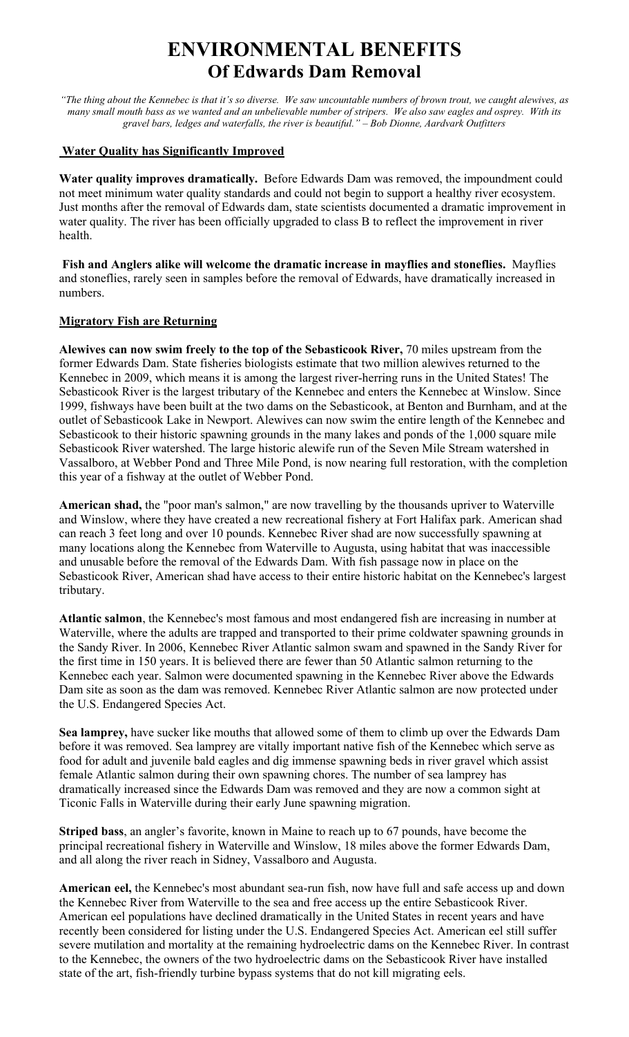# ENVIRONMENTAL BENEFITS
## Of Edwards Dam Removal

*"The thing about the Kennebec is that it's so diverse. We saw uncountable numbers of brown trout, we caught alewives, as many small mouth bass as we wanted and an unbelievable number of stripers. We also saw eagles and osprey. With its gravel bars, ledges and waterfalls, the river is beautiful." – Bob Dionne, Aardvark Outfitters*

### Water Quality has Significantly Improved

**Water quality improves dramatically.** Before Edwards Dam was removed, the impoundment could not meet minimum water quality standards and could not begin to support a healthy river ecosystem. Just months after the removal of Edwards dam, state scientists documented a dramatic improvement in water quality. The river has been officially upgraded to class B to reflect the improvement in river health.

**Fish and Anglers alike will welcome the dramatic increase in mayflies and stoneflies.** Mayflies and stoneflies, rarely seen in samples before the removal of Edwards, have dramatically increased in numbers.

### Migratory Fish are Returning

**Alewives can now swim freely to the top of the Sebasticook River,** 70 miles upstream from the former Edwards Dam. State fisheries biologists estimate that two million alewives returned to the Kennebec in 2009, which means it is among the largest river-herring runs in the United States! The Sebasticook River is the largest tributary of the Kennebec and enters the Kennebec at Winslow. Since 1999, fishways have been built at the two dams on the Sebasticook, at Benton and Burnham, and at the outlet of Sebasticook Lake in Newport. Alewives can now swim the entire length of the Kennebec and Sebasticook to their historic spawning grounds in the many lakes and ponds of the 1,000 square mile Sebasticook River watershed. The large historic alewife run of the Seven Mile Stream watershed in Vassalboro, at Webber Pond and Three Mile Pond, is now nearing full restoration, with the completion this year of a fishway at the outlet of Webber Pond.

**American shad,** the "poor man's salmon," are now travelling by the thousands upriver to Waterville and Winslow, where they have created a new recreational fishery at Fort Halifax park. American shad can reach 3 feet long and over 10 pounds. Kennebec River shad are now successfully spawning at many locations along the Kennebec from Waterville to Augusta, using habitat that was inaccessible and unusable before the removal of the Edwards Dam. With fish passage now in place on the Sebasticook River, American shad have access to their entire historic habitat on the Kennebec's largest tributary.

**Atlantic salmon**, the Kennebec's most famous and most endangered fish are increasing in number at Waterville, where the adults are trapped and transported to their prime coldwater spawning grounds in the Sandy River. In 2006, Kennebec River Atlantic salmon swam and spawned in the Sandy River for the first time in 150 years. It is believed there are fewer than 50 Atlantic salmon returning to the Kennebec each year. Salmon were documented spawning in the Kennebec River above the Edwards Dam site as soon as the dam was removed. Kennebec River Atlantic salmon are now protected under the U.S. Endangered Species Act.

**Sea lamprey,** have sucker like mouths that allowed some of them to climb up over the Edwards Dam before it was removed. Sea lamprey are vitally important native fish of the Kennebec which serve as food for adult and juvenile bald eagles and dig immense spawning beds in river gravel which assist female Atlantic salmon during their own spawning chores. The number of sea lamprey has dramatically increased since the Edwards Dam was removed and they are now a common sight at Ticonic Falls in Waterville during their early June spawning migration.

**Striped bass**, an angler's favorite, known in Maine to reach up to 67 pounds, have become the principal recreational fishery in Waterville and Winslow, 18 miles above the former Edwards Dam, and all along the river reach in Sidney, Vassalboro and Augusta.

**American eel,** the Kennebec's most abundant sea-run fish, now have full and safe access up and down the Kennebec River from Waterville to the sea and free access up the entire Sebasticook River. American eel populations have declined dramatically in the United States in recent years and have recently been considered for listing under the U.S. Endangered Species Act. American eel still suffer severe mutilation and mortality at the remaining hydroelectric dams on the Kennebec River. In contrast to the Kennebec, the owners of the two hydroelectric dams on the Sebasticook River have installed state of the art, fish-friendly turbine bypass systems that do not kill migrating eels.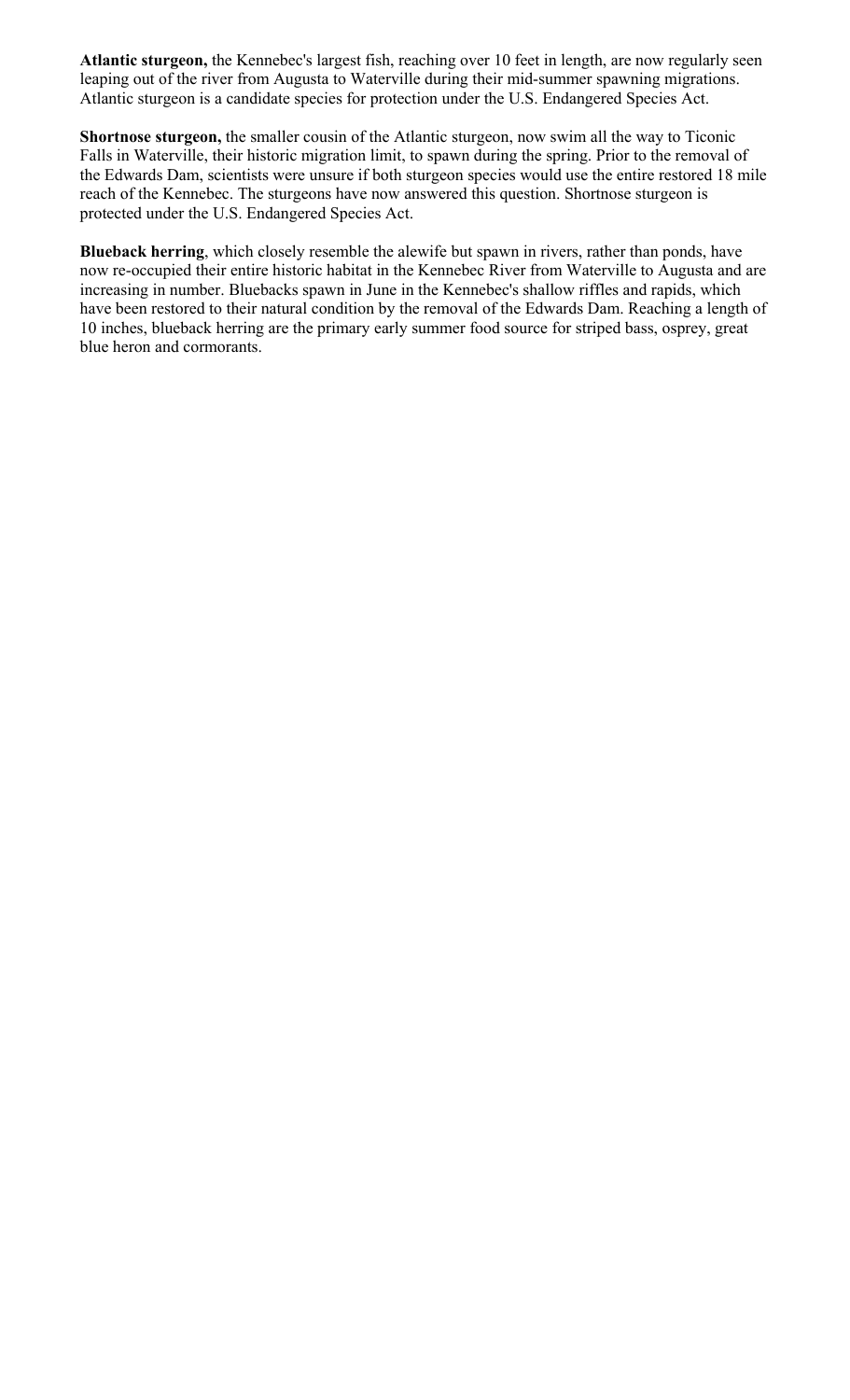**Atlantic sturgeon,** the Kennebec's largest fish, reaching over 10 feet in length, are now regularly seen leaping out of the river from Augusta to Waterville during their mid-summer spawning migrations. Atlantic sturgeon is a candidate species for protection under the U.S. Endangered Species Act.

**Shortnose sturgeon,** the smaller cousin of the Atlantic sturgeon, now swim all the way to Ticonic Falls in Waterville, their historic migration limit, to spawn during the spring. Prior to the removal of the Edwards Dam, scientists were unsure if both sturgeon species would use the entire restored 18 mile reach of the Kennebec. The sturgeons have now answered this question. Shortnose sturgeon is protected under the U.S. Endangered Species Act.

**Blueback herring**, which closely resemble the alewife but spawn in rivers, rather than ponds, have now re-occupied their entire historic habitat in the Kennebec River from Waterville to Augusta and are increasing in number. Bluebacks spawn in June in the Kennebec's shallow riffles and rapids, which have been restored to their natural condition by the removal of the Edwards Dam. Reaching a length of 10 inches, blueback herring are the primary early summer food source for striped bass, osprey, great blue heron and cormorants.